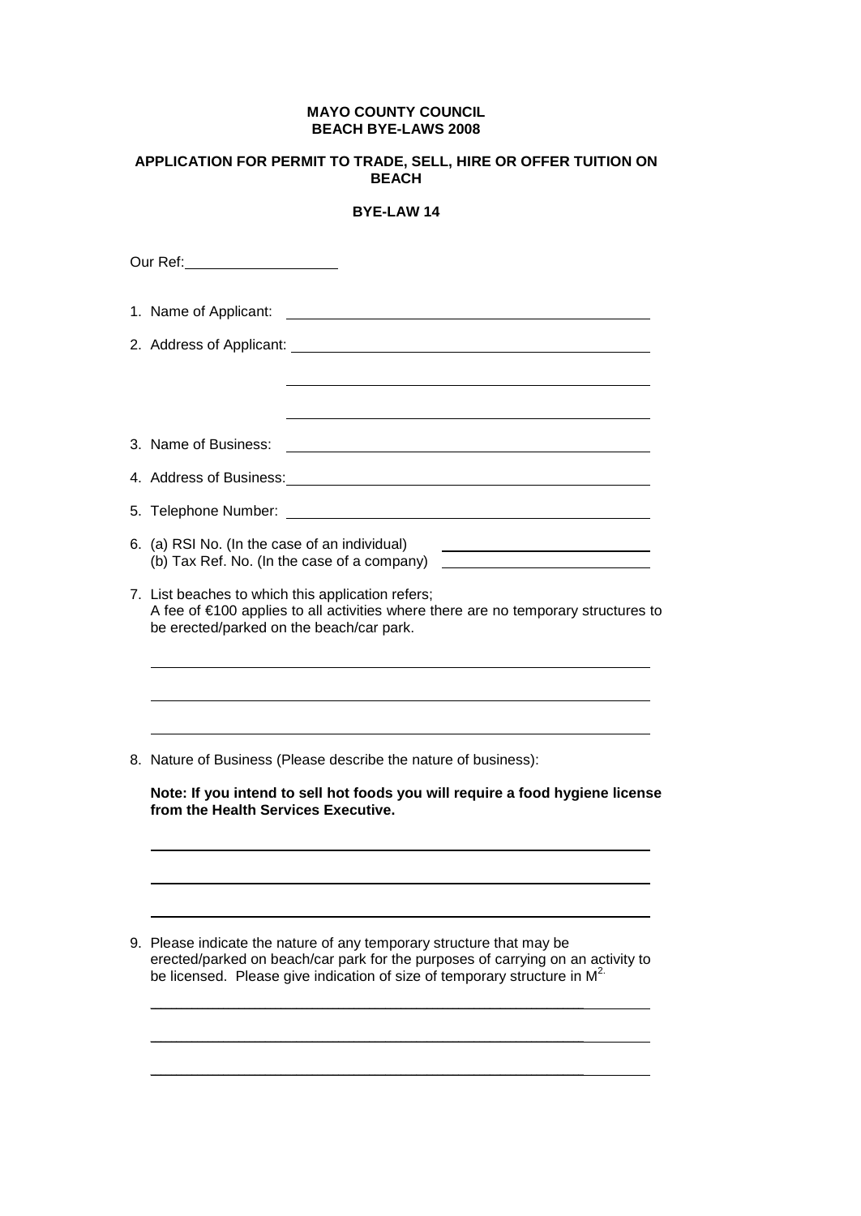**MAYO COUNTY COUNCIL**
**BEACH BYE-LAWS 2008**

**APPLICATION FOR PERMIT TO TRADE, SELL, HIRE OR OFFER TUITION ON BEACH**

**BYE-LAW 14**

Our Ref: ____________________

1. Name of Applicant: ______________________________________________

2. Address of Applicant: ______________________________________________

   ______________________________________________

   ______________________________________________

3. Name of Business: ______________________________________________

4. Address of Business: ______________________________________________

5. Telephone Number: ______________________________________________

6. (a) RSI No. (In the case of an individual) ____________________________
   (b) Tax Ref. No. (In the case of a company) ____________________________

7. List beaches to which this application refers;
   A fee of €100 applies to all activities where there are no temporary structures to be erected/parked on the beach/car park.

   ______________________________________________

   ______________________________________________

   ______________________________________________

8. Nature of Business (Please describe the nature of business):

   **Note: If you intend to sell hot foods you will require a food hygiene license from the Health Services Executive.**

   ______________________________________________

   ______________________________________________

   ______________________________________________

9. Please indicate the nature of any temporary structure that may be erected/parked on beach/car park for the purposes of carrying on an activity to be licensed. Please give indication of size of temporary structure in $M^2$.

   ______________________________________________

   ______________________________________________

   ______________________________________________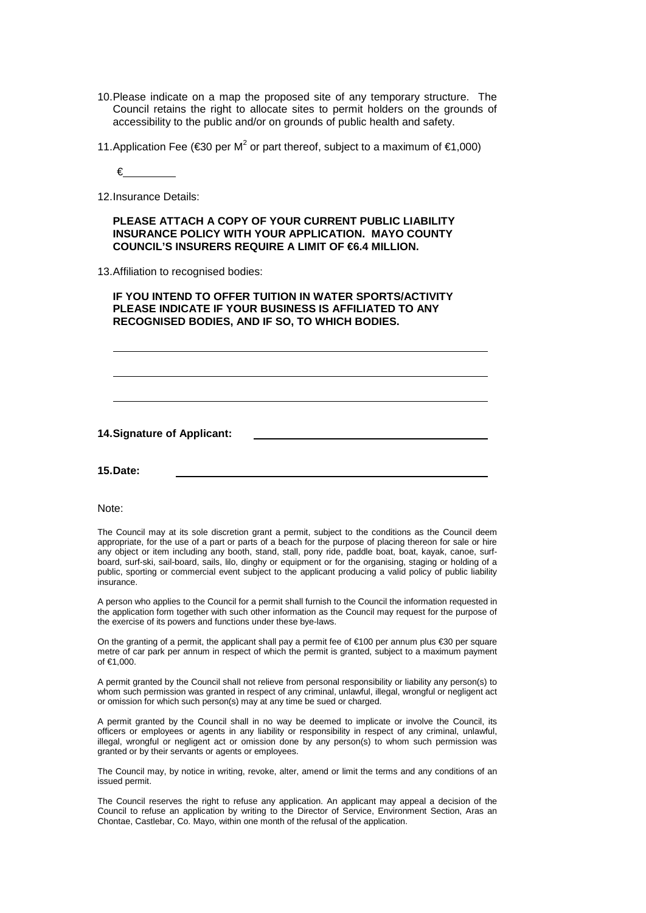10. Please indicate on a map the proposed site of any temporary structure. The Council retains the right to allocate sites to permit holders on the grounds of accessibility to the public and/or on grounds of public health and safety.

11. Application Fee (€30 per $M^2$ or part thereof, subject to a maximum of €1,000)

    €________

12. Insurance Details:

    **PLEASE ATTACH A COPY OF YOUR CURRENT PUBLIC LIABILITY INSURANCE POLICY WITH YOUR APPLICATION. MAYO COUNTY COUNCIL'S INSURERS REQUIRE A LIMIT OF €6.4 MILLION.**

13. Affiliation to recognised bodies:

    **IF YOU INTEND TO OFFER TUITION IN WATER SPORTS/ACTIVITY PLEASE INDICATE IF YOUR BUSINESS IS AFFILIATED TO ANY RECOGNISED BODIES, AND IF SO, TO WHICH BODIES.**

    ______________________________________________

    ______________________________________________

    ______________________________________________

**14. Signature of Applicant:** ______________________________

**15. Date:** ______________________________

Note:

The Council may at its sole discretion grant a permit, subject to the conditions as the Council deem appropriate, for the use of a part or parts of a beach for the purpose of placing thereon for sale or hire any object or item including any booth, stand, stall, pony ride, paddle boat, boat, kayak, canoe, surf-board, surf-ski, sail-board, sails, lilo, dinghy or equipment or for the organising, staging or holding of a public, sporting or commercial event subject to the applicant producing a valid policy of public liability insurance.

A person who applies to the Council for a permit shall furnish to the Council the information requested in the application form together with such other information as the Council may request for the purpose of the exercise of its powers and functions under these bye-laws.

On the granting of a permit, the applicant shall pay a permit fee of €100 per annum plus €30 per square metre of car park per annum in respect of which the permit is granted, subject to a maximum payment of €1,000.

A permit granted by the Council shall not relieve from personal responsibility or liability any person(s) to whom such permission was granted in respect of any criminal, unlawful, illegal, wrongful or negligent act or omission for which such person(s) may at any time be sued or charged.

A permit granted by the Council shall in no way be deemed to implicate or involve the Council, its officers or employees or agents in any liability or responsibility in respect of any criminal, unlawful, illegal, wrongful or negligent act or omission done by any person(s) to whom such permission was granted or by their servants or agents or employees.

The Council may, by notice in writing, revoke, alter, amend or limit the terms and any conditions of an issued permit.

The Council reserves the right to refuse any application. An applicant may appeal a decision of the Council to refuse an application by writing to the Director of Service, Environment Section, Aras an Chontae, Castlebar, Co. Mayo, within one month of the refusal of the application.